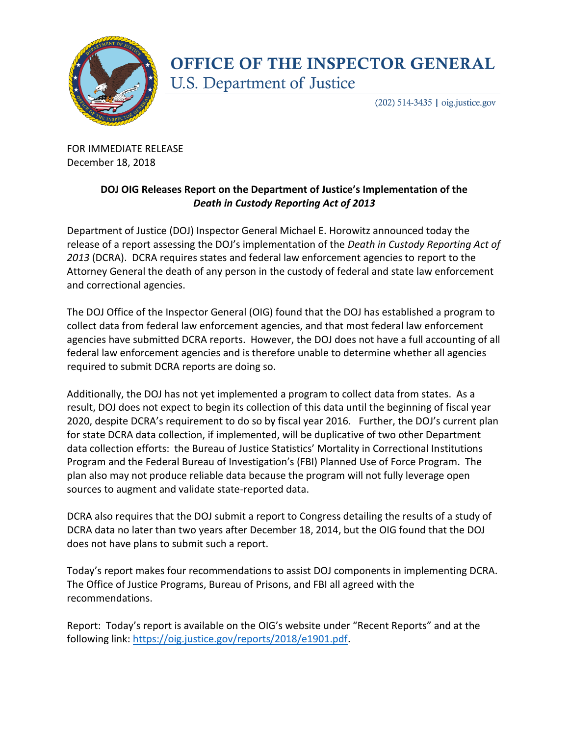# OFFICE OF THE INSPECTOR GENERAL

U.S. Department of Justice

(202) 514-3435 | oig.justice.gov

FOR IMMEDIATE RELEASE
December 18, 2018

**DOJ OIG Releases Report on the Department of Justice's Implementation of the *Death in Custody Reporting Act of 2013***

Department of Justice (DOJ) Inspector General Michael E. Horowitz announced today the release of a report assessing the DOJ's implementation of the *Death in Custody Reporting Act of 2013* (DCRA). DCRA requires states and federal law enforcement agencies to report to the Attorney General the death of any person in the custody of federal and state law enforcement and correctional agencies.

The DOJ Office of the Inspector General (OIG) found that the DOJ has established a program to collect data from federal law enforcement agencies, and that most federal law enforcement agencies have submitted DCRA reports. However, the DOJ does not have a full accounting of all federal law enforcement agencies and is therefore unable to determine whether all agencies required to submit DCRA reports are doing so.

Additionally, the DOJ has not yet implemented a program to collect data from states. As a result, DOJ does not expect to begin its collection of this data until the beginning of fiscal year 2020, despite DCRA's requirement to do so by fiscal year 2016. Further, the DOJ's current plan for state DCRA data collection, if implemented, will be duplicative of two other Department data collection efforts: the Bureau of Justice Statistics' Mortality in Correctional Institutions Program and the Federal Bureau of Investigation's (FBI) Planned Use of Force Program. The plan also may not produce reliable data because the program will not fully leverage open sources to augment and validate state-reported data.

DCRA also requires that the DOJ submit a report to Congress detailing the results of a study of DCRA data no later than two years after December 18, 2014, but the OIG found that the DOJ does not have plans to submit such a report.

Today's report makes four recommendations to assist DOJ components in implementing DCRA. The Office of Justice Programs, Bureau of Prisons, and FBI all agreed with the recommendations.

Report: Today's report is available on the OIG's website under "Recent Reports" and at the following link: https://oig.justice.gov/reports/2018/e1901.pdf.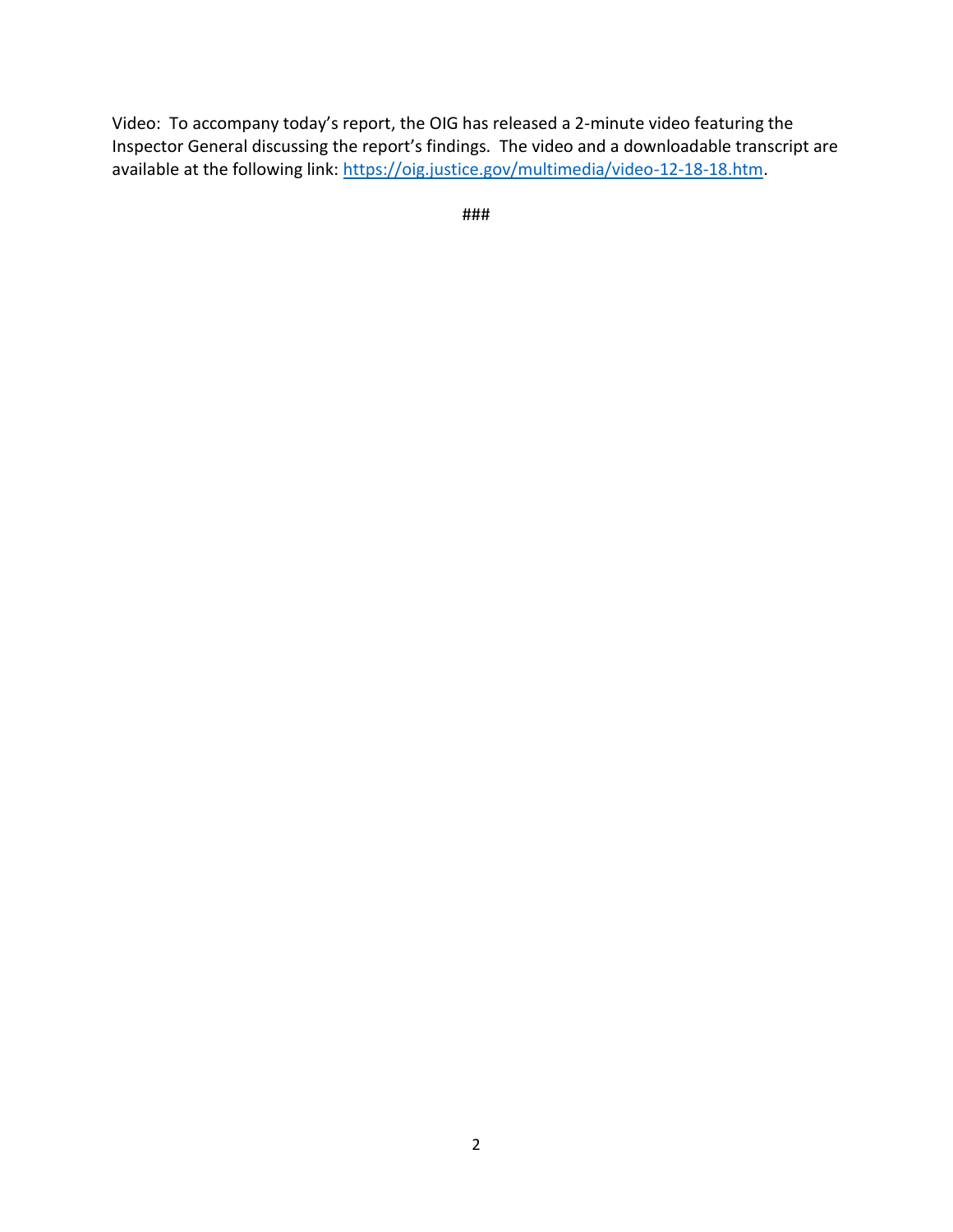Video: To accompany today's report, the OIG has released a 2-minute video featuring the Inspector General discussing the report's findings. The video and a downloadable transcript are available at the following link: [https://oig.justice.gov/multimedia/video-12-18-18.htm](https://oig.justice.gov/multimedia/video-12-18-18.htm).

###